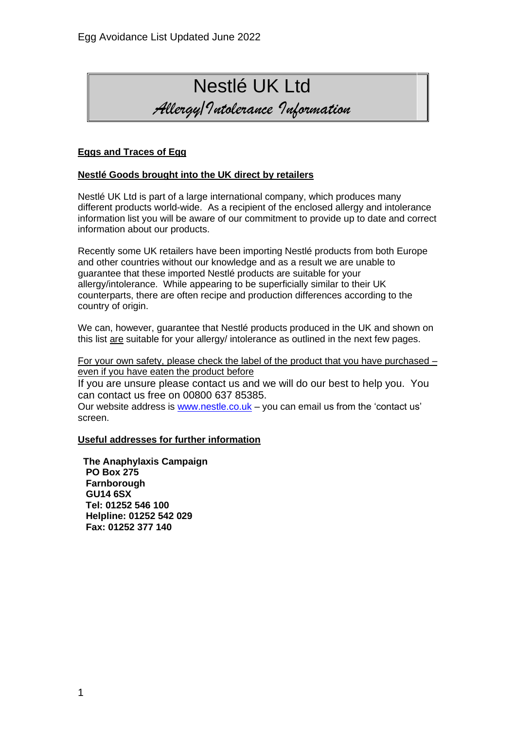Egg Avoidance List Updated June 2022

# Nestlé UK Ltd

## *Allergy/Intolerance Information*

**Eggs and Traces of Egg**

**Nestlé Goods brought into the UK direct by retailers**

Nestlé UK Ltd is part of a large international company, which produces many different products world-wide. As a recipient of the enclosed allergy and intolerance information list you will be aware of our commitment to provide up to date and correct information about our products.

Recently some UK retailers have been importing Nestlé products from both Europe and other countries without our knowledge and as a result we are unable to guarantee that these imported Nestlé products are suitable for your allergy/intolerance. While appearing to be superficially similar to their UK counterparts, there are often recipe and production differences according to the country of origin.

We can, however, guarantee that Nestlé products produced in the UK and shown on this list are suitable for your allergy/ intolerance as outlined in the next few pages.

For your own safety, please check the label of the product that you have purchased – even if you have eaten the product before

If you are unsure please contact us and we will do our best to help you. You can contact us free on 00800 637 85385.

Our website address is www.nestle.co.uk – you can email us from the 'contact us' screen.

**Useful addresses for further information**

**The Anaphylaxis Campaign**
**PO Box 275**
**Farnborough**
**GU14 6SX**
**Tel: 01252 546 100**
**Helpline: 01252 542 029**
**Fax: 01252 377 140**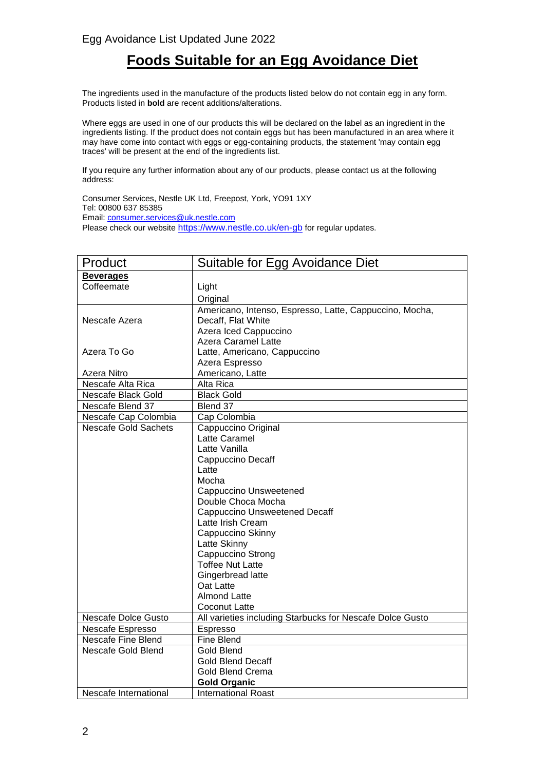Egg Avoidance List Updated June 2022

# Foods Suitable for an Egg Avoidance Diet

The ingredients used in the manufacture of the products listed below do not contain egg in any form. Products listed in **bold** are recent additions/alterations.

Where eggs are used in one of our products this will be declared on the label as an ingredient in the ingredients listing. If the product does not contain eggs but has been manufactured in an area where it may have come into contact with eggs or egg-containing products, the statement 'may contain egg traces' will be present at the end of the ingredients list.

If you require any further information about any of our products, please contact us at the following address:

Consumer Services, Nestle UK Ltd, Freepost, York, YO91 1XY
Tel: 00800 637 85385
Email: consumer.services@uk.nestle.com
Please check our website https://www.nestle.co.uk/en-gb for regular updates.

| Product | Suitable for Egg Avoidance Diet |
|---|---|
| **Beverages** | |
| Coffeemate | Light<br>Original |
| Nescafe Azera | Americano, Intenso, Espresso, Latte, Cappuccino, Mocha, Decaff, Flat White<br>Azera Iced Cappuccino<br>Azera Caramel Latte |
| Azera To Go | Latte, Americano, Cappuccino<br>Azera Espresso |
| Azera Nitro | Americano, Latte |
| Nescafe Alta Rica | Alta Rica |
| Nescafe Black Gold | Black Gold |
| Nescafe Blend 37 | Blend 37 |
| Nescafe Cap Colombia | Cap Colombia |
| Nescafe Gold Sachets | Cappuccino Original<br>Latte Caramel<br>Latte Vanilla<br>Cappuccino Decaff<br>Latte<br>Mocha<br>Cappuccino Unsweetened<br>Double Choca Mocha<br>Cappuccino Unsweetened Decaff<br>Latte Irish Cream<br>Cappuccino Skinny<br>Latte Skinny<br>Cappuccino Strong<br>Toffee Nut Latte<br>Gingerbread latte<br>Oat Latte<br>Almond Latte<br>Coconut Latte |
| Nescafe Dolce Gusto | All varieties including Starbucks for Nescafe Dolce Gusto |
| Nescafe Espresso | Espresso |
| Nescafe Fine Blend | Fine Blend |
| Nescafe Gold Blend | Gold Blend<br>Gold Blend Decaff<br>Gold Blend Crema<br>**Gold Organic** |
| Nescafe International | International Roast |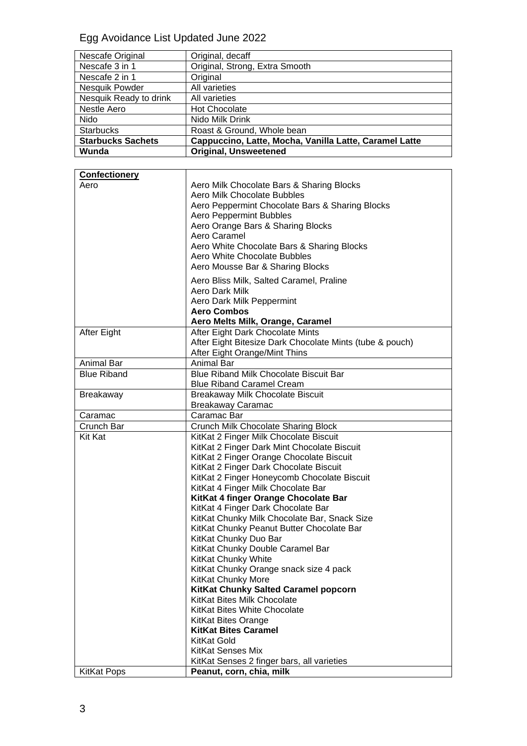Egg Avoidance List Updated June 2022

| | |
|---|---|
| Nescafe Original | Original, decaff |
| Nescafe 3 in 1 | Original, Strong, Extra Smooth |
| Nescafe 2 in 1 | Original |
| Nesquik Powder | All varieties |
| Nesquik Ready to drink | All varieties |
| Nestle Aero | Hot Chocolate |
| Nido | Nido Milk Drink |
| Starbucks | Roast & Ground, Whole bean |
| **Starbucks Sachets** | **Cappuccino, Latte, Mocha, Vanilla Latte, Caramel Latte** |
| **Wunda** | **Original, Unsweetened** |

| **Confectionery** | |
|---|---|
| Aero | Aero Milk Chocolate Bars & Sharing Blocks<br>Aero Milk Chocolate Bubbles<br>Aero Peppermint Chocolate Bars & Sharing Blocks<br>Aero Peppermint Bubbles<br>Aero Orange Bars & Sharing Blocks<br>Aero Caramel<br>Aero White Chocolate Bars & Sharing Blocks<br>Aero White Chocolate Bubbles<br>Aero Mousse Bar & Sharing Blocks<br>Aero Bliss Milk, Salted Caramel, Praline<br>Aero Dark Milk<br>Aero Dark Milk Peppermint<br>**Aero Combos**<br>**Aero Melts Milk, Orange, Caramel** |
| After Eight | After Eight Dark Chocolate Mints<br>After Eight Bitesize Dark Chocolate Mints (tube & pouch)<br>After Eight Orange/Mint Thins |
| Animal Bar | Animal Bar |
| Blue Riband | Blue Riband Milk Chocolate Biscuit Bar<br>Blue Riband Caramel Cream |
| Breakaway | Breakaway Milk Chocolate Biscuit<br>Breakaway Caramac |
| Caramac | Caramac Bar |
| Crunch Bar | Crunch Milk Chocolate Sharing Block |
| Kit Kat | KitKat 2 Finger Milk Chocolate Biscuit<br>KitKat 2 Finger Dark Mint Chocolate Biscuit<br>KitKat 2 Finger Orange Chocolate Biscuit<br>KitKat 2 Finger Dark Chocolate Biscuit<br>KitKat 2 Finger Honeycomb Chocolate Biscuit<br>KitKat 4 Finger Milk Chocolate Bar<br>**KitKat 4 finger Orange Chocolate Bar**<br>KitKat 4 Finger Dark Chocolate Bar<br>KitKat Chunky Milk Chocolate Bar, Snack Size<br>KitKat Chunky Peanut Butter Chocolate Bar<br>KitKat Chunky Duo Bar<br>KitKat Chunky Double Caramel Bar<br>KitKat Chunky White<br>KitKat Chunky Orange snack size 4 pack<br>KitKat Chunky More<br>**KitKat Chunky Salted Caramel popcorn**<br>KitKat Bites Milk Chocolate<br>KitKat Bites White Chocolate<br>KitKat Bites Orange<br>**KitKat Bites Caramel**<br>KitKat Gold<br>KitKat Senses Mix<br>KitKat Senses 2 finger bars, all varieties |
| KitKat Pops | **Peanut, corn, chia, milk** |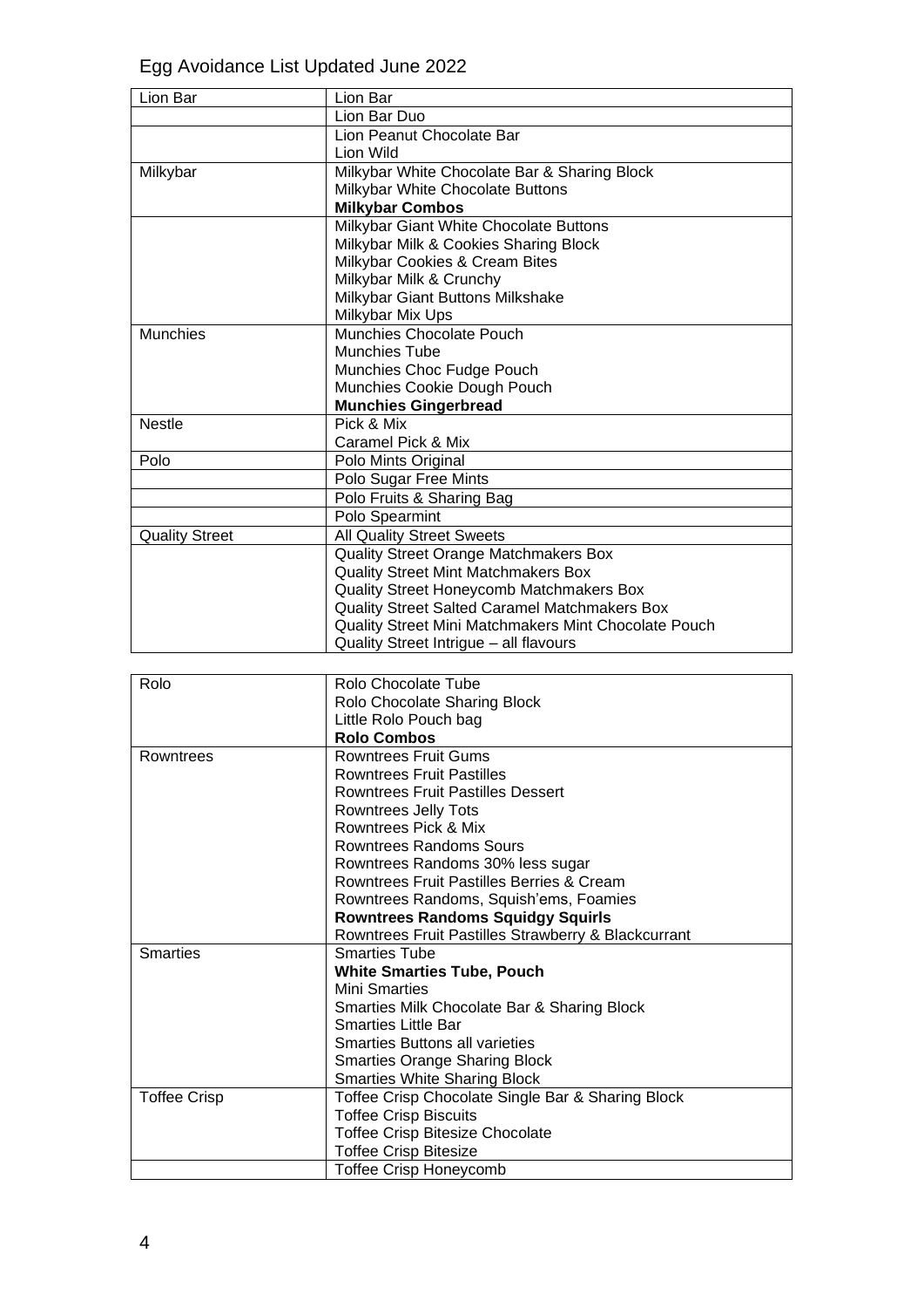Egg Avoidance List Updated June 2022

| | |
|---|---|
| Lion Bar | Lion Bar |
| | Lion Bar Duo |
| | Lion Peanut Chocolate Bar<br>Lion Wild |
| Milkybar | Milkybar White Chocolate Bar & Sharing Block<br>Milkybar White Chocolate Buttons<br>**Milkybar Combos** |
| | Milkybar Giant White Chocolate Buttons<br>Milkybar Milk & Cookies Sharing Block<br>Milkybar Cookies & Cream Bites<br>Milkybar Milk & Crunchy<br>Milkybar Giant Buttons Milkshake<br>Milkybar Mix Ups |
| Munchies | Munchies Chocolate Pouch<br>Munchies Tube<br>Munchies Choc Fudge Pouch<br>Munchies Cookie Dough Pouch<br>**Munchies Gingerbread** |
| Nestle | Pick & Mix<br>Caramel Pick & Mix |
| Polo | Polo Mints Original |
| | Polo Sugar Free Mints |
| | Polo Fruits & Sharing Bag |
| | Polo Spearmint |
| Quality Street | All Quality Street Sweets |
| | Quality Street Orange Matchmakers Box<br>Quality Street Mint Matchmakers Box<br>Quality Street Honeycomb Matchmakers Box<br>Quality Street Salted Caramel Matchmakers Box<br>Quality Street Mini Matchmakers Mint Chocolate Pouch<br>Quality Street Intrigue – all flavours |

| | |
|---|---|
| Rolo | Rolo Chocolate Tube<br>Rolo Chocolate Sharing Block<br>Little Rolo Pouch bag<br>**Rolo Combos** |
| Rowntrees | Rowntrees Fruit Gums<br>Rowntrees Fruit Pastilles<br>Rowntrees Fruit Pastilles Dessert<br>Rowntrees Jelly Tots<br>Rowntrees Pick & Mix<br>Rowntrees Randoms Sours<br>Rowntrees Randoms 30% less sugar<br>Rowntrees Fruit Pastilles Berries & Cream<br>Rowntrees Randoms, Squish'ems, Foamies<br>**Rowntrees Randoms Squidgy Squirls**<br>Rowntrees Fruit Pastilles Strawberry & Blackcurrant |
| Smarties | Smarties Tube<br>**White Smarties Tube, Pouch**<br>Mini Smarties<br>Smarties Milk Chocolate Bar & Sharing Block<br>Smarties Little Bar<br>Smarties Buttons all varieties<br>Smarties Orange Sharing Block<br>Smarties White Sharing Block |
| Toffee Crisp | Toffee Crisp Chocolate Single Bar & Sharing Block<br>Toffee Crisp Biscuits<br>Toffee Crisp Bitesize Chocolate<br>Toffee Crisp Bitesize |
| | Toffee Crisp Honeycomb |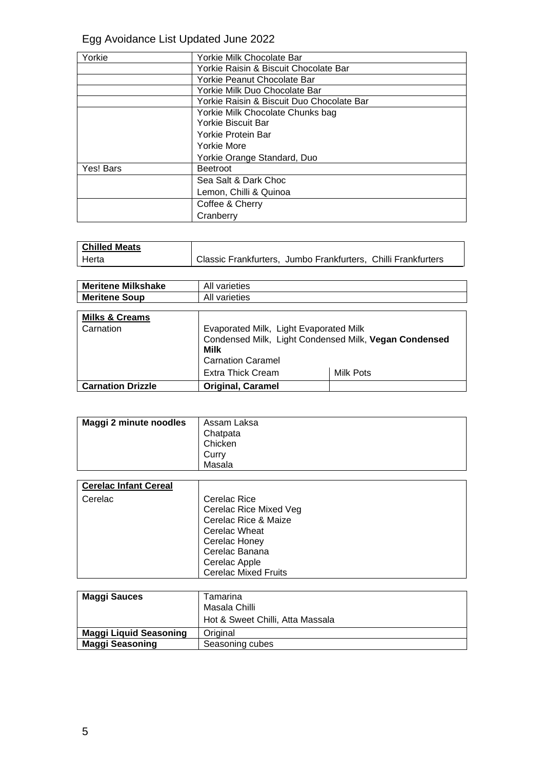Egg Avoidance List Updated June 2022

| | |
|---|---|
| Yorkie | Yorkie Milk Chocolate Bar |
| | Yorkie Raisin & Biscuit Chocolate Bar |
| | Yorkie Peanut Chocolate Bar |
| | Yorkie Milk Duo Chocolate Bar |
| | Yorkie Raisin & Biscuit Duo Chocolate Bar |
| | Yorkie Milk Chocolate Chunks bag<br>Yorkie Biscuit Bar<br>Yorkie Protein Bar<br>Yorkie More<br>Yorkie Orange Standard, Duo |
| Yes! Bars | Beetroot |
| | Sea Salt & Dark Choc<br>Lemon, Chilli & Quinoa |
| | Coffee & Cherry<br>Cranberry |

| **Chilled Meats** | |
|---|---|
| Herta | Classic Frankfurters, Jumbo Frankfurters, Chilli Frankfurters |

| | |
|---|---|
| **Meritene Milkshake** | All varieties |
| **Meritene Soup** | All varieties |

| **Milks & Creams** | | |
|---|---|---|
| Carnation | Evaporated Milk, Light Evaporated Milk<br>Condensed Milk, Light Condensed Milk, **Vegan Condensed Milk**<br>Carnation Caramel | |
| | Extra Thick Cream | Milk Pots |
| **Carnation Drizzle** | **Original, Caramel** | |

| | |
|---|---|
| **Maggi 2 minute noodles** | Assam Laksa<br>Chatpata<br>Chicken<br>Curry<br>Masala |

| **Cerelac Infant Cereal** | |
|---|---|
| Cerelac | Cerelac Rice<br>Cerelac Rice Mixed Veg<br>Cerelac Rice & Maize<br>Cerelac Wheat<br>Cerelac Honey<br>Cerelac Banana<br>Cerelac Apple<br>Cerelac Mixed Fruits |

| | |
|---|---|
| **Maggi Sauces** | Tamarina<br>Masala Chilli<br>Hot & Sweet Chilli, Atta Massala |
| **Maggi Liquid Seasoning** | Original |
| **Maggi Seasoning** | Seasoning cubes |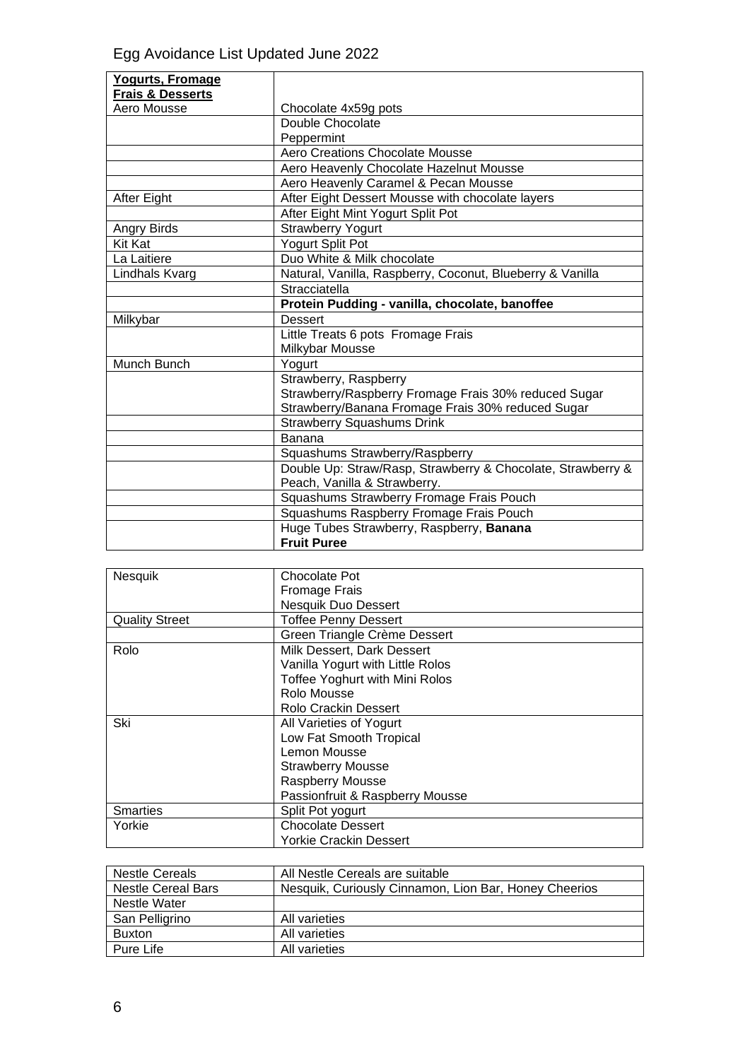Egg Avoidance List Updated June 2022

| **Yogurts, Fromage Frais & Desserts** | |
|---|---|
| Aero Mousse | Chocolate 4x59g pots |
| | Double Chocolate<br>Peppermint |
| | Aero Creations Chocolate Mousse |
| | Aero Heavenly Chocolate Hazelnut Mousse |
| | Aero Heavenly Caramel & Pecan Mousse |
| After Eight | After Eight Dessert Mousse with chocolate layers |
| | After Eight Mint Yogurt Split Pot |
| Angry Birds | Strawberry Yogurt |
| Kit Kat | Yogurt Split Pot |
| La Laitiere | Duo White & Milk chocolate |
| Lindhals Kvarg | Natural, Vanilla, Raspberry, Coconut, Blueberry & Vanilla |
| | Stracciatella |
| | **Protein Pudding - vanilla, chocolate, banoffee** |
| Milkybar | Dessert |
| | Little Treats 6 pots Fromage Frais<br>Milkybar Mousse |
| Munch Bunch | Yogurt |
| | Strawberry, Raspberry<br>Strawberry/Raspberry Fromage Frais 30% reduced Sugar<br>Strawberry/Banana Fromage Frais 30% reduced Sugar |
| | Strawberry Squashums Drink |
| | Banana |
| | Squashums Strawberry/Raspberry |
| | Double Up: Straw/Rasp, Strawberry & Chocolate, Strawberry & Peach, Vanilla & Strawberry. |
| | Squashums Strawberry Fromage Frais Pouch |
| | Squashums Raspberry Fromage Frais Pouch |
| | Huge Tubes Strawberry, Raspberry, **Banana**<br>**Fruit Puree** |

| | |
|---|---|
| Nesquik | Chocolate Pot<br>Fromage Frais<br>Nesquik Duo Dessert |
| Quality Street | Toffee Penny Dessert |
| | Green Triangle Crème Dessert |
| Rolo | Milk Dessert, Dark Dessert<br>Vanilla Yogurt with Little Rolos<br>Toffee Yoghurt with Mini Rolos<br>Rolo Mousse<br>Rolo Crackin Dessert |
| Ski | All Varieties of Yogurt<br>Low Fat Smooth Tropical<br>Lemon Mousse<br>Strawberry Mousse<br>Raspberry Mousse<br>Passionfruit & Raspberry Mousse |
| Smarties | Split Pot yogurt |
| Yorkie | Chocolate Dessert<br>Yorkie Crackin Dessert |

| | |
|---|---|
| Nestle Cereals | All Nestle Cereals are suitable |
| Nestle Cereal Bars | Nesquik, Curiously Cinnamon, Lion Bar, Honey Cheerios |
| Nestle Water | |
| San Pelligrino | All varieties |
| Buxton | All varieties |
| Pure Life | All varieties |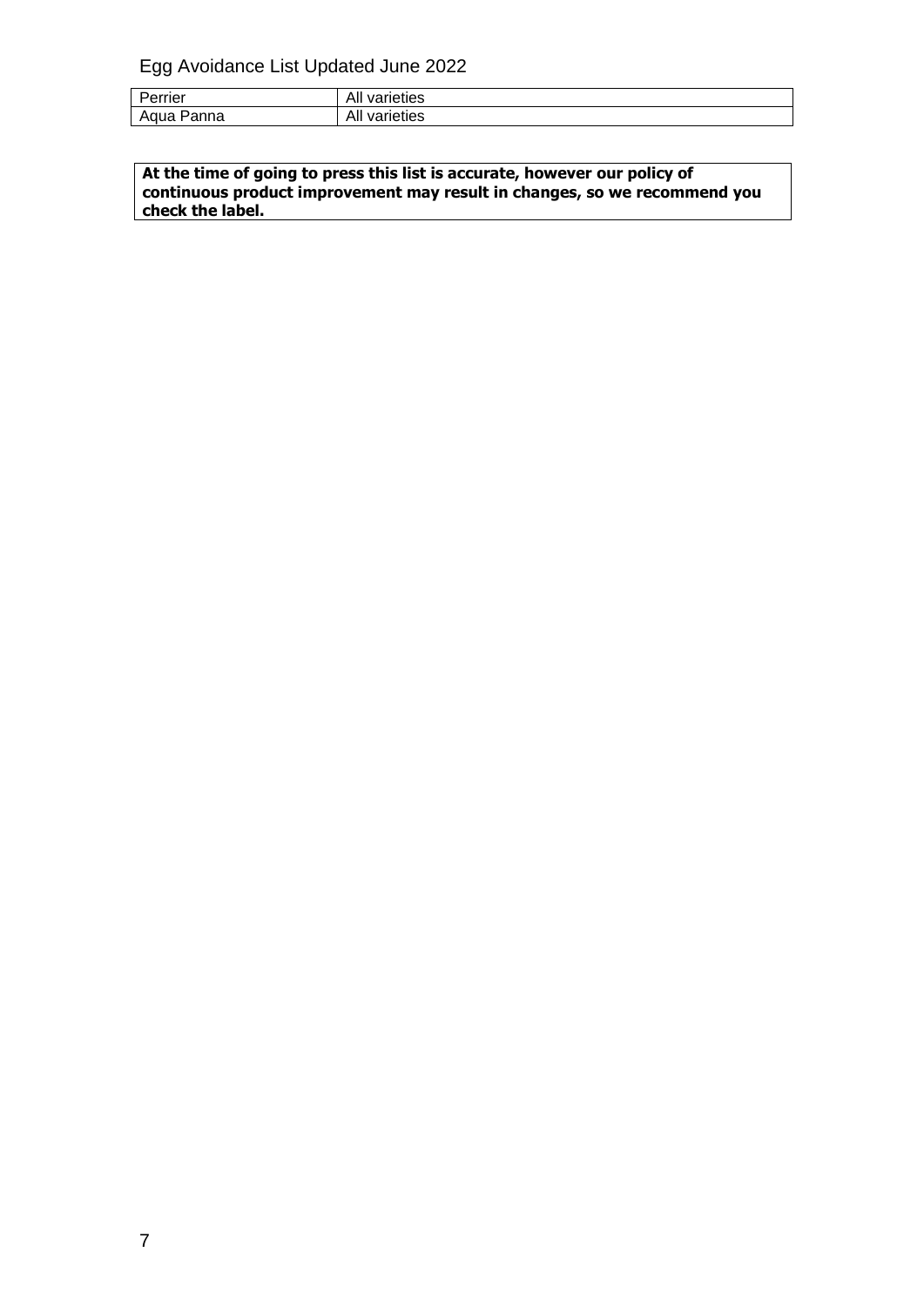| | |
|---|---|
| Perrier | All varieties |
| Aqua Panna | All varieties |

**At the time of going to press this list is accurate, however our policy of continuous product improvement may result in changes, so we recommend you check the label.**